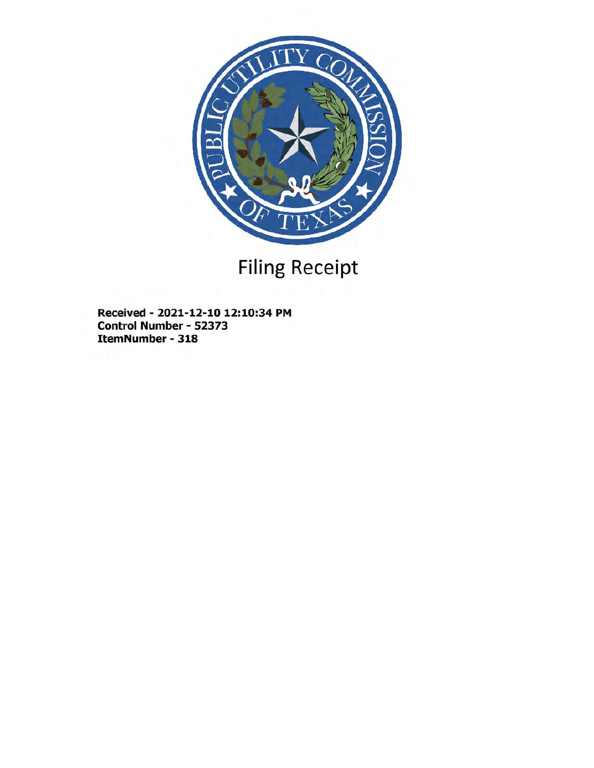# Filing Receipt

**Received - 2021-12-10 12:10:34 PM**
**Control Number - 52373**
**ItemNumber - 318**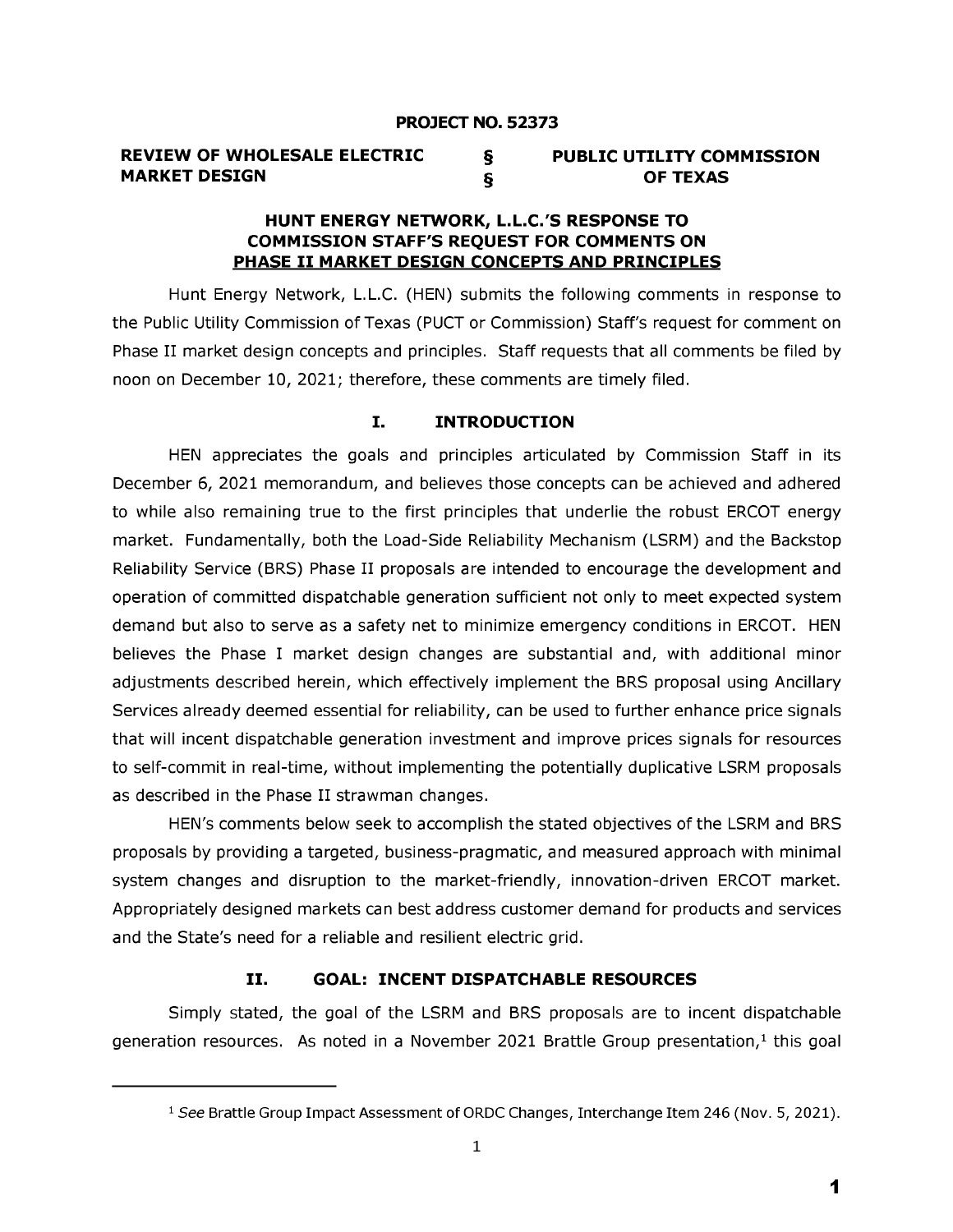**PROJECT NO. 52373**

| REVIEW OF WHOLESALE ELECTRIC MARKET DESIGN | § § | PUBLIC UTILITY COMMISSION OF TEXAS |
|---|---|---|

**HUNT ENERGY NETWORK, L.L.C.'S RESPONSE TO COMMISSION STAFF'S REQUEST FOR COMMENTS ON PHASE II MARKET DESIGN CONCEPTS AND PRINCIPLES**

Hunt Energy Network, L.L.C. (HEN) submits the following comments in response to the Public Utility Commission of Texas (PUCT or Commission) Staff's request for comment on Phase II market design concepts and principles. Staff requests that all comments be filed by noon on December 10, 2021; therefore, these comments are timely filed.

## I. INTRODUCTION

HEN appreciates the goals and principles articulated by Commission Staff in its December 6, 2021 memorandum, and believes those concepts can be achieved and adhered to while also remaining true to the first principles that underlie the robust ERCOT energy market. Fundamentally, both the Load-Side Reliability Mechanism (LSRM) and the Backstop Reliability Service (BRS) Phase II proposals are intended to encourage the development and operation of committed dispatchable generation sufficient not only to meet expected system demand but also to serve as a safety net to minimize emergency conditions in ERCOT. HEN believes the Phase I market design changes are substantial and, with additional minor adjustments described herein, which effectively implement the BRS proposal using Ancillary Services already deemed essential for reliability, can be used to further enhance price signals that will incent dispatchable generation investment and improve prices signals for resources to self-commit in real-time, without implementing the potentially duplicative LSRM proposals as described in the Phase II strawman changes.

HEN's comments below seek to accomplish the stated objectives of the LSRM and BRS proposals by providing a targeted, business-pragmatic, and measured approach with minimal system changes and disruption to the market-friendly, innovation-driven ERCOT market. Appropriately designed markets can best address customer demand for products and services and the State's need for a reliable and resilient electric grid.

## II. GOAL: INCENT DISPATCHABLE RESOURCES

Simply stated, the goal of the LSRM and BRS proposals are to incent dispatchable generation resources. As noted in a November 2021 Brattle Group presentation,[1] this goal

[1] *See* Brattle Group Impact Assessment of ORDC Changes, Interchange Item 246 (Nov. 5, 2021).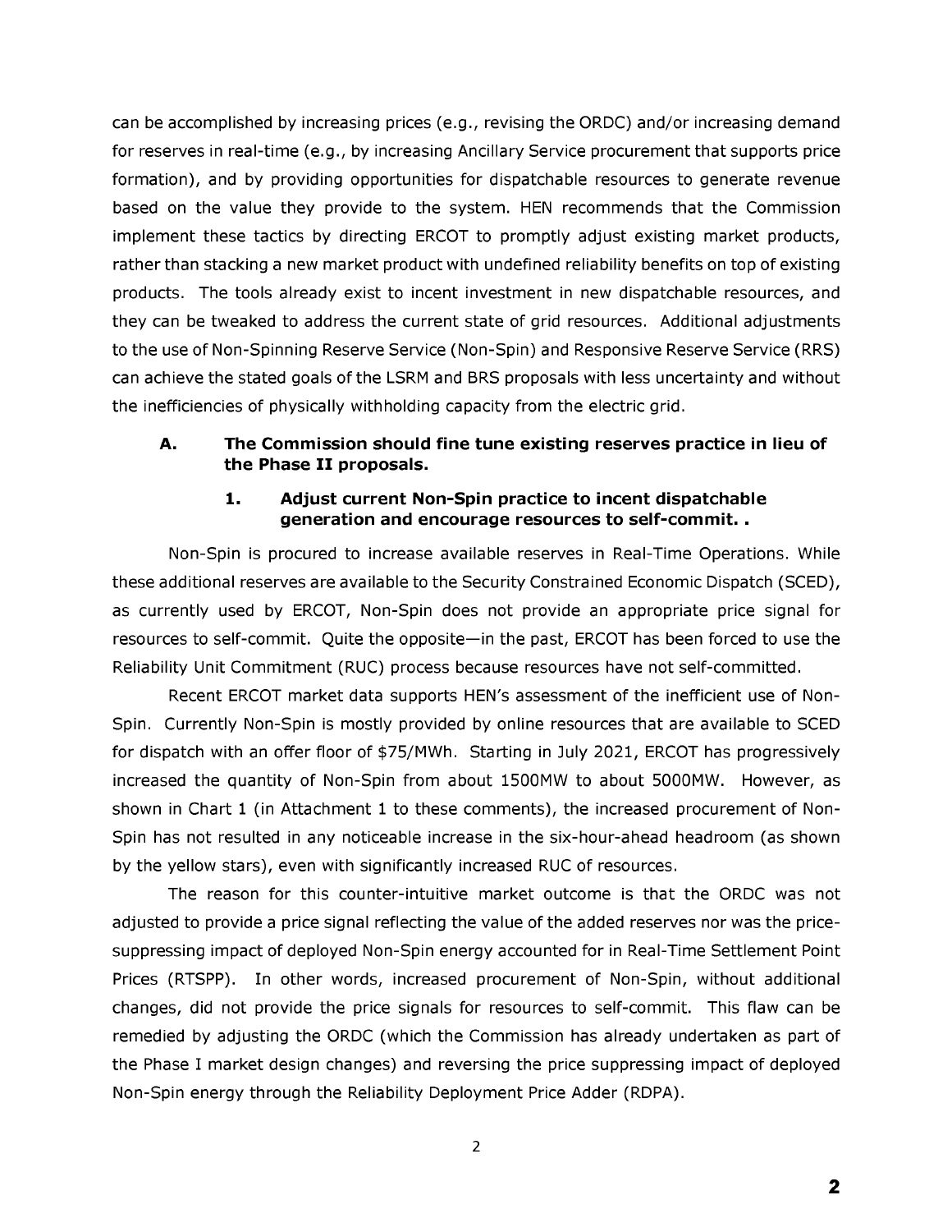can be accomplished by increasing prices (e.g., revising the ORDC) and/or increasing demand for reserves in real-time (e.g., by increasing Ancillary Service procurement that supports price formation), and by providing opportunities for dispatchable resources to generate revenue based on the value they provide to the system. HEN recommends that the Commission implement these tactics by directing ERCOT to promptly adjust existing market products, rather than stacking a new market product with undefined reliability benefits on top of existing products. The tools already exist to incent investment in new dispatchable resources, and they can be tweaked to address the current state of grid resources. Additional adjustments to the use of Non-Spinning Reserve Service (Non-Spin) and Responsive Reserve Service (RRS) can achieve the stated goals of the LSRM and BRS proposals with less uncertainty and without the inefficiencies of physically withholding capacity from the electric grid.

### A. The Commission should fine tune existing reserves practice in lieu of the Phase II proposals.

#### 1. Adjust current Non-Spin practice to incent dispatchable generation and encourage resources to self-commit. .

Non-Spin is procured to increase available reserves in Real-Time Operations. While these additional reserves are available to the Security Constrained Economic Dispatch (SCED), as currently used by ERCOT, Non-Spin does not provide an appropriate price signal for resources to self-commit. Quite the opposite—in the past, ERCOT has been forced to use the Reliability Unit Commitment (RUC) process because resources have not self-committed.

Recent ERCOT market data supports HEN's assessment of the inefficient use of Non-Spin. Currently Non-Spin is mostly provided by online resources that are available to SCED for dispatch with an offer floor of $75/MWh. Starting in July 2021, ERCOT has progressively increased the quantity of Non-Spin from about 1500MW to about 5000MW. However, as shown in Chart 1 (in Attachment 1 to these comments), the increased procurement of Non-Spin has not resulted in any noticeable increase in the six-hour-ahead headroom (as shown by the yellow stars), even with significantly increased RUC of resources.

The reason for this counter-intuitive market outcome is that the ORDC was not adjusted to provide a price signal reflecting the value of the added reserves nor was the price-suppressing impact of deployed Non-Spin energy accounted for in Real-Time Settlement Point Prices (RTSPP). In other words, increased procurement of Non-Spin, without additional changes, did not provide the price signals for resources to self-commit. This flaw can be remedied by adjusting the ORDC (which the Commission has already undertaken as part of the Phase I market design changes) and reversing the price suppressing impact of deployed Non-Spin energy through the Reliability Deployment Price Adder (RDPA).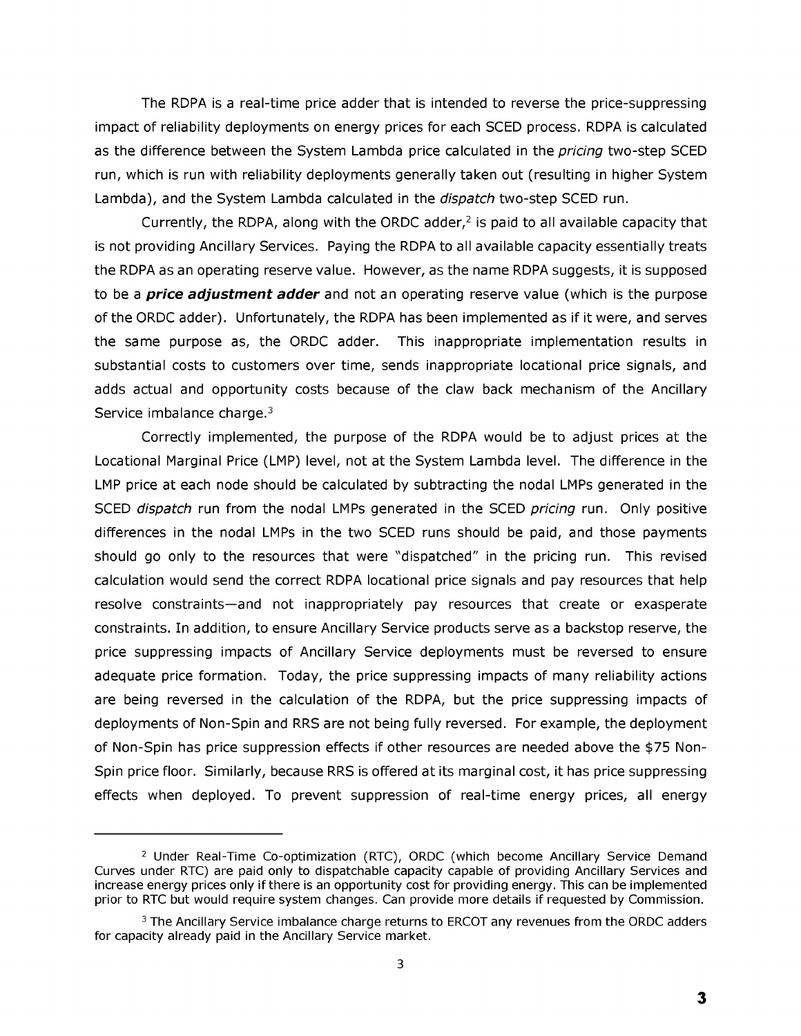The RDPA is a real-time price adder that is intended to reverse the price-suppressing impact of reliability deployments on energy prices for each SCED process. RDPA is calculated as the difference between the System Lambda price calculated in the *pricing* two-step SCED run, which is run with reliability deployments generally taken out (resulting in higher System Lambda), and the System Lambda calculated in the *dispatch* two-step SCED run.

Currently, the RDPA, along with the ORDC adder,[2] is paid to all available capacity that is not providing Ancillary Services. Paying the RDPA to all available capacity essentially treats the RDPA as an operating reserve value. However, as the name RDPA suggests, it is supposed to be a ***price adjustment adder*** and not an operating reserve value (which is the purpose of the ORDC adder). Unfortunately, the RDPA has been implemented as if it were, and serves the same purpose as, the ORDC adder. This inappropriate implementation results in substantial costs to customers over time, sends inappropriate locational price signals, and adds actual and opportunity costs because of the claw back mechanism of the Ancillary Service imbalance charge.[3]

Correctly implemented, the purpose of the RDPA would be to adjust prices at the Locational Marginal Price (LMP) level, not at the System Lambda level. The difference in the LMP price at each node should be calculated by subtracting the nodal LMPs generated in the SCED *dispatch* run from the nodal LMPs generated in the SCED *pricing* run. Only positive differences in the nodal LMPs in the two SCED runs should be paid, and those payments should go only to the resources that were "dispatched" in the pricing run. This revised calculation would send the correct RDPA locational price signals and pay resources that help resolve constraints—and not inappropriately pay resources that create or exasperate constraints. In addition, to ensure Ancillary Service products serve as a backstop reserve, the price suppressing impacts of Ancillary Service deployments must be reversed to ensure adequate price formation. Today, the price suppressing impacts of many reliability actions are being reversed in the calculation of the RDPA, but the price suppressing impacts of deployments of Non-Spin and RRS are not being fully reversed. For example, the deployment of Non-Spin has price suppression effects if other resources are needed above the $75 Non-Spin price floor. Similarly, because RRS is offered at its marginal cost, it has price suppressing effects when deployed. To prevent suppression of real-time energy prices, all energy

---

[2] Under Real-Time Co-optimization (RTC), ORDC (which become Ancillary Service Demand Curves under RTC) are paid only to dispatchable capacity capable of providing Ancillary Services and increase energy prices only if there is an opportunity cost for providing energy. This can be implemented prior to RTC but would require system changes. Can provide more details if requested by Commission.

[3] The Ancillary Service imbalance charge returns to ERCOT any revenues from the ORDC adders for capacity already paid in the Ancillary Service market.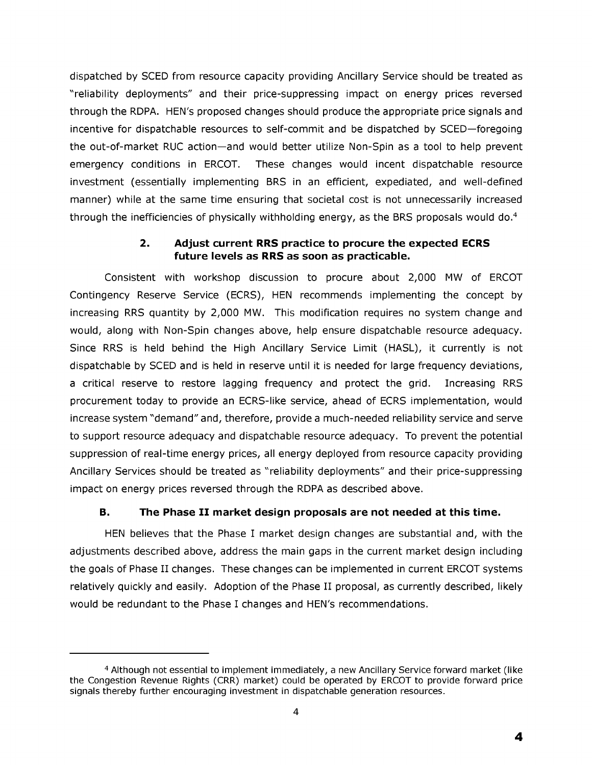dispatched by SCED from resource capacity providing Ancillary Service should be treated as "reliability deployments" and their price-suppressing impact on energy prices reversed through the RDPA. HEN's proposed changes should produce the appropriate price signals and incentive for dispatchable resources to self-commit and be dispatched by SCED—foregoing the out-of-market RUC action—and would better utilize Non-Spin as a tool to help prevent emergency conditions in ERCOT. These changes would incent dispatchable resource investment (essentially implementing BRS in an efficient, expedited, and well-defined manner) while at the same time ensuring that societal cost is not unnecessarily increased through the inefficiencies of physically withholding energy, as the BRS proposals would do.[4]

#### 2. Adjust current RRS practice to procure the expected ECRS future levels as RRS as soon as practicable.

Consistent with workshop discussion to procure about 2,000 MW of ERCOT Contingency Reserve Service (ECRS), HEN recommends implementing the concept by increasing RRS quantity by 2,000 MW. This modification requires no system change and would, along with Non-Spin changes above, help ensure dispatchable resource adequacy. Since RRS is held behind the High Ancillary Service Limit (HASL), it currently is not dispatchable by SCED and is held in reserve until it is needed for large frequency deviations, a critical reserve to restore lagging frequency and protect the grid. Increasing RRS procurement today to provide an ECRS-like service, ahead of ECRS implementation, would increase system "demand" and, therefore, provide a much-needed reliability service and serve to support resource adequacy and dispatchable resource adequacy. To prevent the potential suppression of real-time energy prices, all energy deployed from resource capacity providing Ancillary Services should be treated as "reliability deployments" and their price-suppressing impact on energy prices reversed through the RDPA as described above.

### B. The Phase II market design proposals are not needed at this time.

HEN believes that the Phase I market design changes are substantial and, with the adjustments described above, address the main gaps in the current market design including the goals of Phase II changes. These changes can be implemented in current ERCOT systems relatively quickly and easily. Adoption of the Phase II proposal, as currently described, likely would be redundant to the Phase I changes and HEN's recommendations.

---

[4] Although not essential to implement immediately, a new Ancillary Service forward market (like the Congestion Revenue Rights (CRR) market) could be operated by ERCOT to provide forward price signals thereby further encouraging investment in dispatchable generation resources.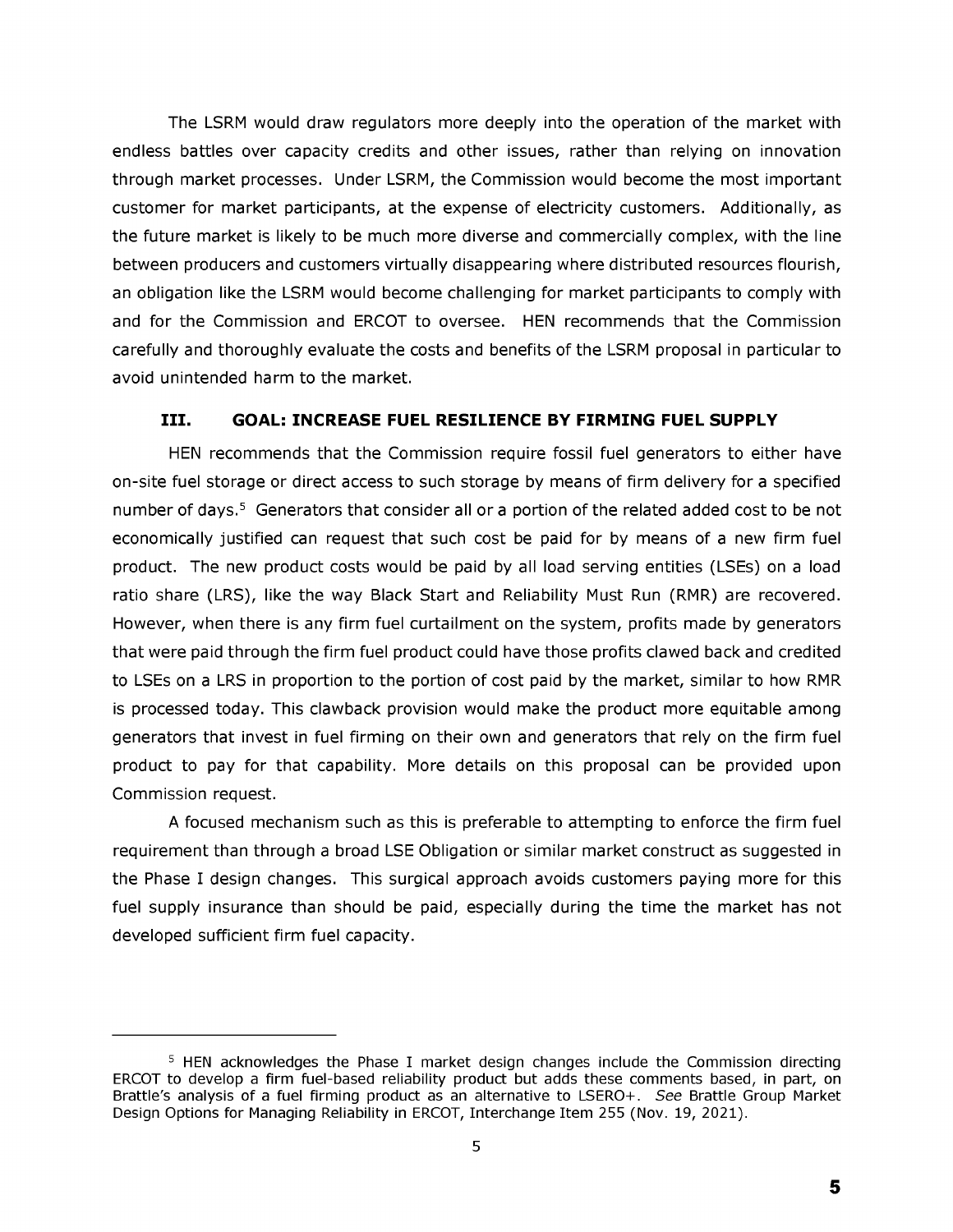The LSRM would draw regulators more deeply into the operation of the market with endless battles over capacity credits and other issues, rather than relying on innovation through market processes. Under LSRM, the Commission would become the most important customer for market participants, at the expense of electricity customers. Additionally, as the future market is likely to be much more diverse and commercially complex, with the line between producers and customers virtually disappearing where distributed resources flourish, an obligation like the LSRM would become challenging for market participants to comply with and for the Commission and ERCOT to oversee. HEN recommends that the Commission carefully and thoroughly evaluate the costs and benefits of the LSRM proposal in particular to avoid unintended harm to the market.

## III. GOAL: INCREASE FUEL RESILIENCE BY FIRMING FUEL SUPPLY

HEN recommends that the Commission require fossil fuel generators to either have on-site fuel storage or direct access to such storage by means of firm delivery for a specified number of days.[5] Generators that consider all or a portion of the related added cost to be not economically justified can request that such cost be paid for by means of a new firm fuel product. The new product costs would be paid by all load serving entities (LSEs) on a load ratio share (LRS), like the way Black Start and Reliability Must Run (RMR) are recovered. However, when there is any firm fuel curtailment on the system, profits made by generators that were paid through the firm fuel product could have those profits clawed back and credited to LSEs on a LRS in proportion to the portion of cost paid by the market, similar to how RMR is processed today. This clawback provision would make the product more equitable among generators that invest in fuel firming on their own and generators that rely on the firm fuel product to pay for that capability. More details on this proposal can be provided upon Commission request.

A focused mechanism such as this is preferable to attempting to enforce the firm fuel requirement than through a broad LSE Obligation or similar market construct as suggested in the Phase I design changes. This surgical approach avoids customers paying more for this fuel supply insurance than should be paid, especially during the time the market has not developed sufficient firm fuel capacity.

---

[5] HEN acknowledges the Phase I market design changes include the Commission directing ERCOT to develop a firm fuel-based reliability product but adds these comments based, in part, on Brattle's analysis of a fuel firming product as an alternative to LSERO+. *See* Brattle Group Market Design Options for Managing Reliability in ERCOT, Interchange Item 255 (Nov. 19, 2021).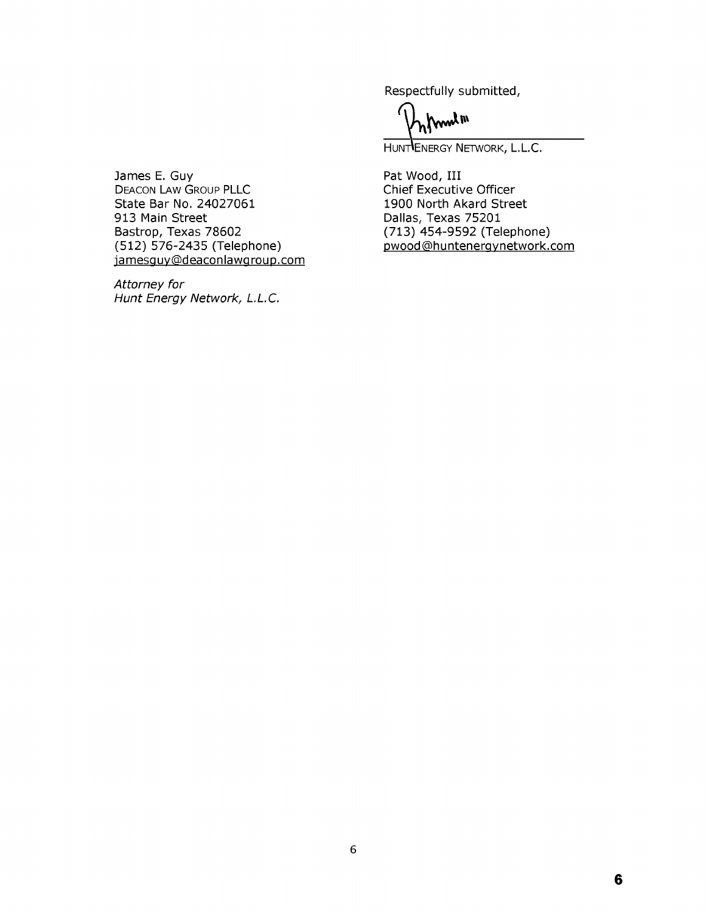Respectfully submitted,

HUNT ENERGY NETWORK, L.L.C.

Pat Wood, III
Chief Executive Officer
1900 North Akard Street
Dallas, Texas 75201
(713) 454-9592 (Telephone)
pwood@huntenergynetwork.com

James E. Guy
DEACON LAW GROUP PLLC
State Bar No. 24027061
913 Main Street
Bastrop, Texas 78602
(512) 576-2435 (Telephone)
jamesguy@deaconlawgroup.com

*Attorney for*
*Hunt Energy Network, L.L.C.*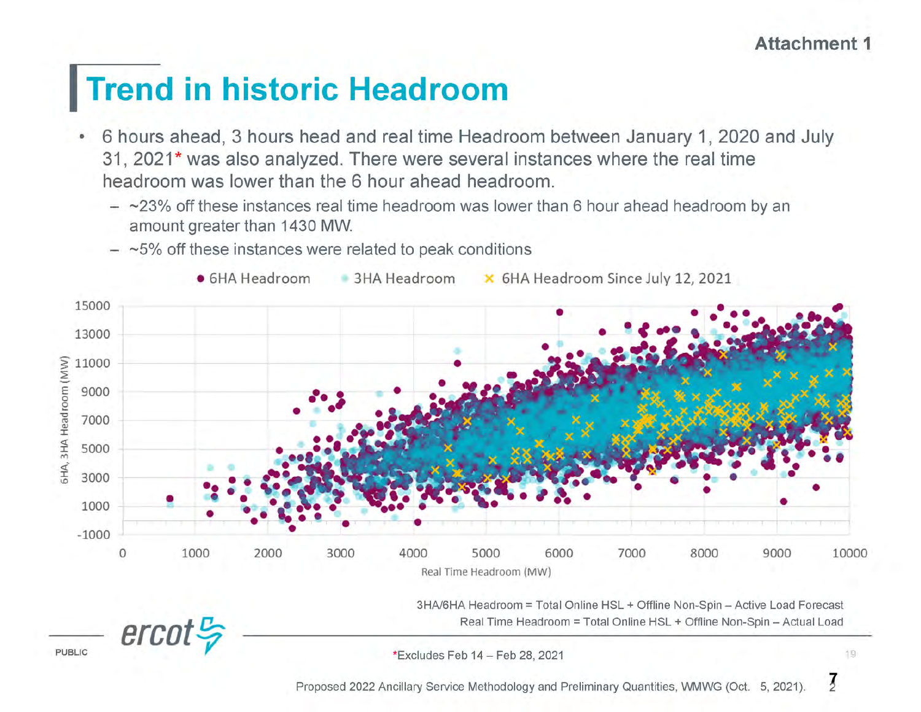Attachment 1

# Trend in historic Headroom

- 6 hours ahead, 3 hours head and real time Headroom between January 1, 2020 and July 31, 2021* was also analyzed. There were several instances where the real time headroom was lower than the 6 hour ahead headroom.
  - ~23% off these instances real time headroom was lower than 6 hour ahead headroom by an amount greater than 1430 MW.
  - ~5% off these instances were related to peak conditions

3HA/6HA Headroom = Total Online HSL + Offline Non-Spin – Active Load Forecast

Real Time Headroom = Total Online HSL + Offline Non-Spin – Actual Load

*Excludes Feb 14 – Feb 28, 2021

Proposed 2022 Ancillary Service Methodology and Preliminary Quantities, WMWG (Oct. 5, 2021).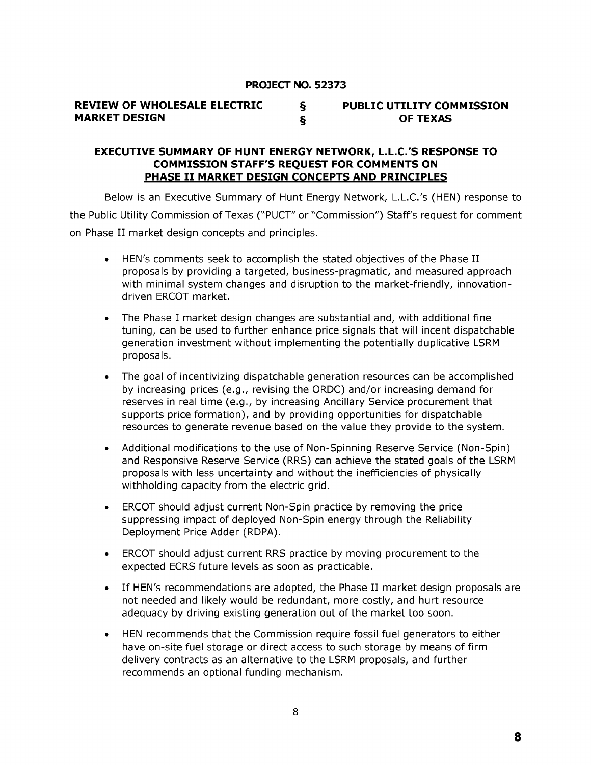**PROJECT NO. 52373**

| | | |
|---|---|---|
| **REVIEW OF WHOLESALE ELECTRIC MARKET DESIGN** | **§** **§** | **PUBLIC UTILITY COMMISSION OF TEXAS** |

**EXECUTIVE SUMMARY OF HUNT ENERGY NETWORK, L.L.C.'S RESPONSE TO COMMISSION STAFF'S REQUEST FOR COMMENTS ON PHASE II MARKET DESIGN CONCEPTS AND PRINCIPLES**

Below is an Executive Summary of Hunt Energy Network, L.L.C.'s (HEN) response to the Public Utility Commission of Texas ("PUCT" or "Commission") Staff's request for comment on Phase II market design concepts and principles.

- HEN's comments seek to accomplish the stated objectives of the Phase II proposals by providing a targeted, business-pragmatic, and measured approach with minimal system changes and disruption to the market-friendly, innovation-driven ERCOT market.
- The Phase I market design changes are substantial and, with additional fine tuning, can be used to further enhance price signals that will incent dispatchable generation investment without implementing the potentially duplicative LSRM proposals.
- The goal of incentivizing dispatchable generation resources can be accomplished by increasing prices (e.g., revising the ORDC) and/or increasing demand for reserves in real time (e.g., by increasing Ancillary Service procurement that supports price formation), and by providing opportunities for dispatchable resources to generate revenue based on the value they provide to the system.
- Additional modifications to the use of Non-Spinning Reserve Service (Non-Spin) and Responsive Reserve Service (RRS) can achieve the stated goals of the LSRM proposals with less uncertainty and without the inefficiencies of physically withholding capacity from the electric grid.
- ERCOT should adjust current Non-Spin practice by removing the price suppressing impact of deployed Non-Spin energy through the Reliability Deployment Price Adder (RDPA).
- ERCOT should adjust current RRS practice by moving procurement to the expected ECRS future levels as soon as practicable.
- If HEN's recommendations are adopted, the Phase II market design proposals are not needed and likely would be redundant, more costly, and hurt resource adequacy by driving existing generation out of the market too soon.
- HEN recommends that the Commission require fossil fuel generators to either have on-site fuel storage or direct access to such storage by means of firm delivery contracts as an alternative to the LSRM proposals, and further recommends an optional funding mechanism.